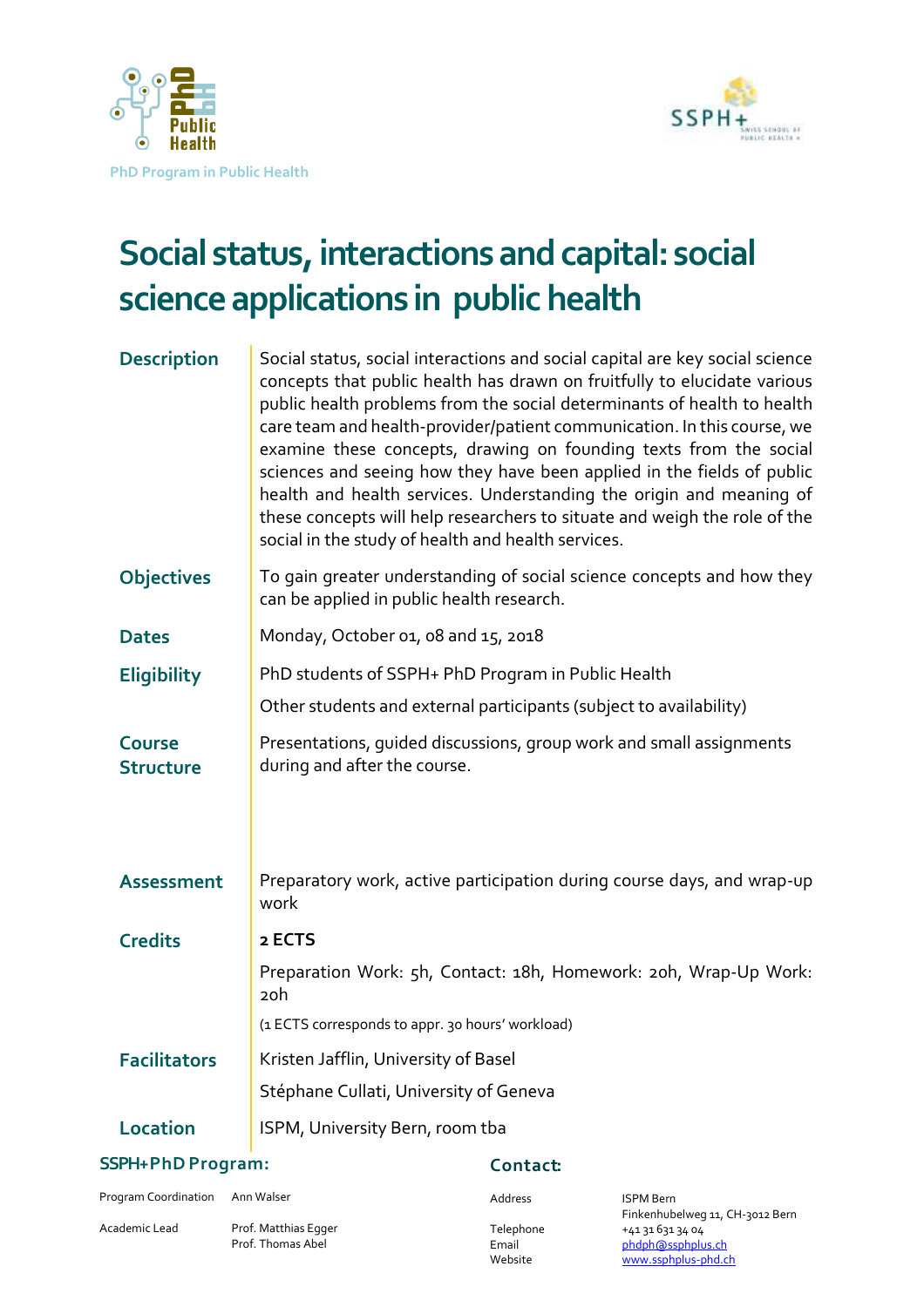PhD Program in Public Health

# Social status, interactions and capital: social science applications in public health

| | |
|---|---|
| **Description** | Social status, social interactions and social capital are key social science concepts that public health has drawn on fruitfully to elucidate various public health problems from the social determinants of health to health care team and health-provider/patient communication. In this course, we examine these concepts, drawing on founding texts from the social sciences and seeing how they have been applied in the fields of public health and health services. Understanding the origin and meaning of these concepts will help researchers to situate and weigh the role of the social in the study of health and health services. |
| **Objectives** | To gain greater understanding of social science concepts and how they can be applied in public health research. |
| **Dates** | Monday, October 01, 08 and 15, 2018 |
| **Eligibility** | PhD students of SSPH+ PhD Program in Public Health<br>Other students and external participants (subject to availability) |
| **Course Structure** | Presentations, guided discussions, group work and small assignments during and after the course. |
| **Assessment** | Preparatory work, active participation during course days, and wrap-up work |
| **Credits** | **2 ECTS**<br>Preparation Work: 5h, Contact: 18h, Homework: 20h, Wrap-Up Work: 20h<br>(1 ECTS corresponds to appr. 30 hours' workload) |
| **Facilitators** | Kristen Jafflin, University of Basel<br>Stéphane Cullati, University of Geneva |
| **Location** | ISPM, University Bern, room tba |

**SSPH+PhD Program:**

Program Coordination: Ann Walser

Academic Lead: Prof. Matthias Egger, Prof. Thomas Abel

**Contact:**

Address: ISPM Bern, Finkenhubelweg 11, CH-3012 Bern

Telephone: +41 31 631 34 04

Email: phdph@ssphplus.ch

Website: www.ssphplus-phd.ch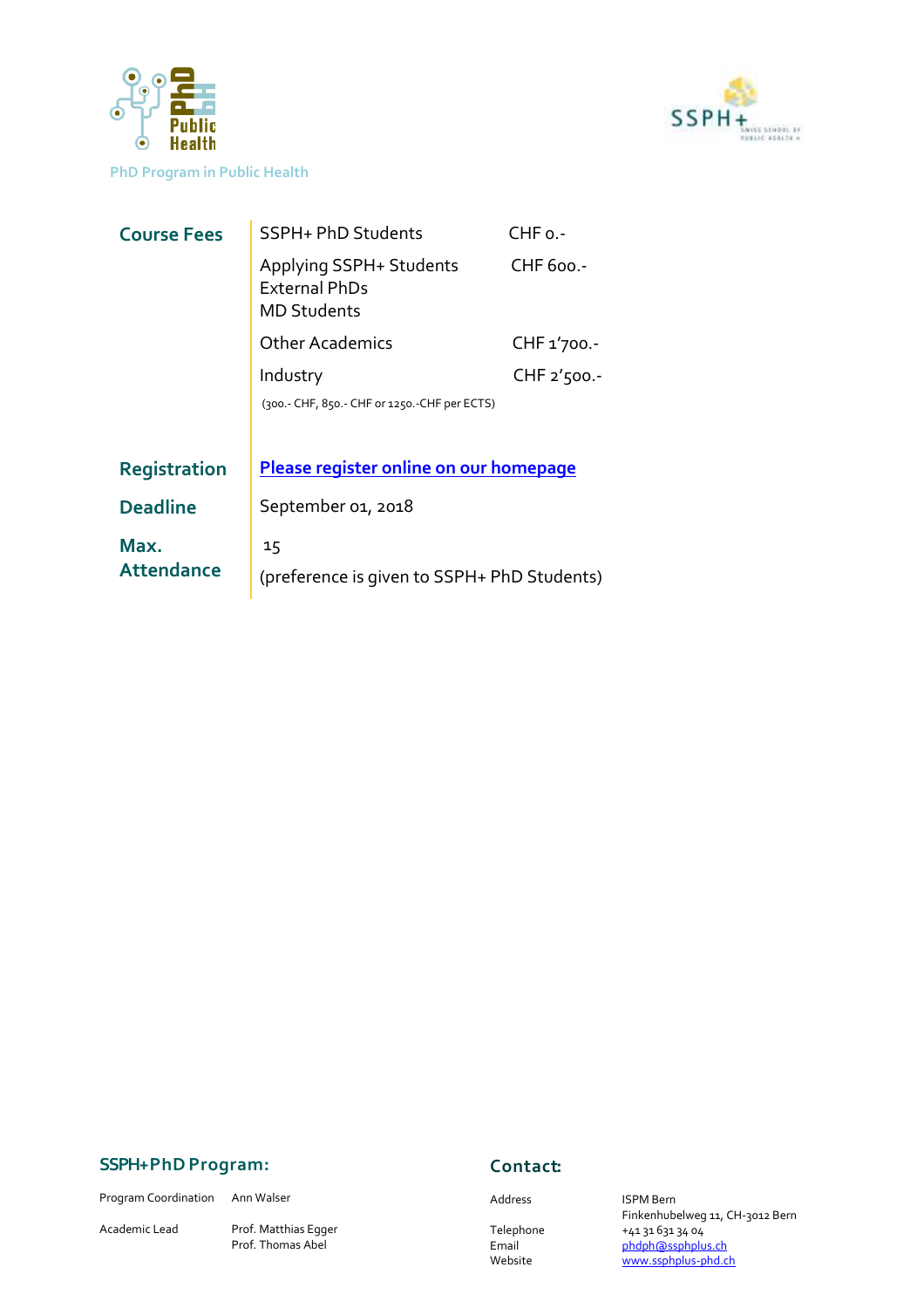PhD Program in Public Health

| | | |
|---|---|---|
| **Course Fees** | SSPH+ PhD Students | CHF 0.- |
| | Applying SSPH+ Students<br>External PhDs<br>MD Students | CHF 600.- |
| | Other Academics | CHF 1'700.- |
| | Industry | CHF 2'500.- |
| | (300.- CHF, 850.- CHF or 1250.-CHF per ECTS) | |
| **Registration** | [Please register online on our homepage]() | |
| **Deadline** | September 01, 2018 | |
| **Max. Attendance** | 15<br>(preference is given to SSPH+ PhD Students) | |

## SSPH+ PhD Program:

| | |
|---|---|
| Program Coordination | Ann Walser |
| Academic Lead | Prof. Matthias Egger<br>Prof. Thomas Abel |

## Contact:

| | |
|---|---|
| Address | ISPM Bern<br>Finkenhubelweg 11, CH-3012 Bern |
| Telephone | +41 31 631 34 04 |
| Email | phdph@ssphplus.ch |
| Website | www.ssphplus-phd.ch |